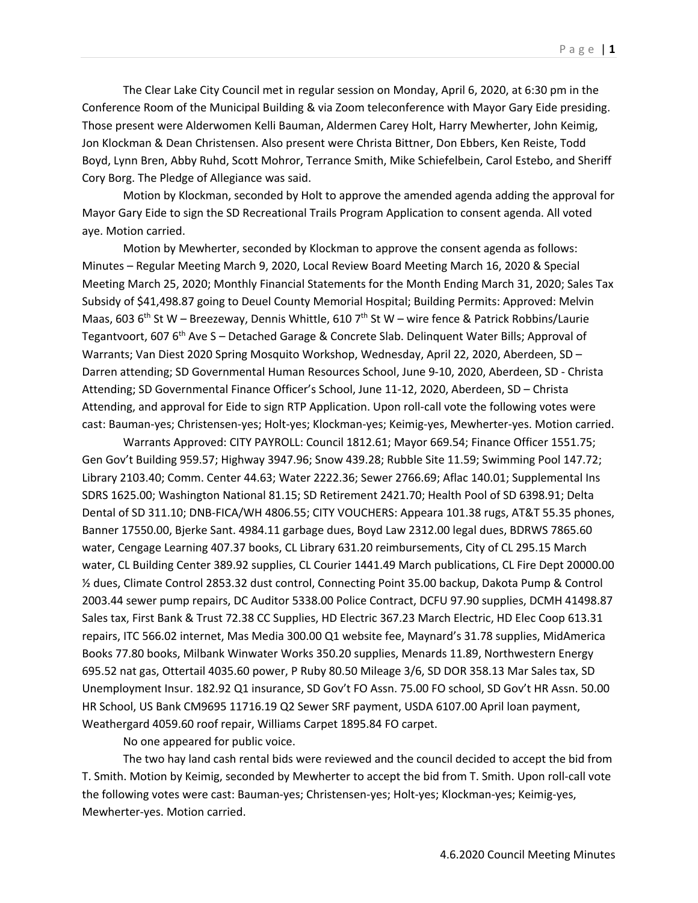The Clear Lake City Council met in regular session on Monday, April 6, 2020, at 6:30 pm in the Conference Room of the Municipal Building & via Zoom teleconference with Mayor Gary Eide presiding. Those present were Alderwomen Kelli Bauman, Aldermen Carey Holt, Harry Mewherter, John Keimig, Jon Klockman & Dean Christensen. Also present were Christa Bittner, Don Ebbers, Ken Reiste, Todd Boyd, Lynn Bren, Abby Ruhd, Scott Mohror, Terrance Smith, Mike Schiefelbein, Carol Estebo, and Sheriff Cory Borg. The Pledge of Allegiance was said.

Motion by Klockman, seconded by Holt to approve the amended agenda adding the approval for Mayor Gary Eide to sign the SD Recreational Trails Program Application to consent agenda. All voted aye. Motion carried.

Motion by Mewherter, seconded by Klockman to approve the consent agenda as follows: Minutes – Regular Meeting March 9, 2020, Local Review Board Meeting March 16, 2020 & Special Meeting March 25, 2020; Monthly Financial Statements for the Month Ending March 31, 2020; Sales Tax Subsidy of $41,498.87 going to Deuel County Memorial Hospital; Building Permits: Approved: Melvin Maas, 603 6th St W – Breezeway, Dennis Whittle, 610 7th St W – wire fence & Patrick Robbins/Laurie Tegantvoort, 607 6th Ave S – Detached Garage & Concrete Slab. Delinquent Water Bills; Approval of Warrants; Van Diest 2020 Spring Mosquito Workshop, Wednesday, April 22, 2020, Aberdeen, SD – Darren attending; SD Governmental Human Resources School, June 9-10, 2020, Aberdeen, SD - Christa Attending; SD Governmental Finance Officer's School, June 11-12, 2020, Aberdeen, SD – Christa Attending, and approval for Eide to sign RTP Application. Upon roll-call vote the following votes were cast: Bauman-yes; Christensen-yes; Holt-yes; Klockman-yes; Keimig-yes, Mewherter-yes. Motion carried.

Warrants Approved: CITY PAYROLL: Council 1812.61; Mayor 669.54; Finance Officer 1551.75; Gen Gov't Building 959.57; Highway 3947.96; Snow 439.28; Rubble Site 11.59; Swimming Pool 147.72; Library 2103.40; Comm. Center 44.63; Water 2222.36; Sewer 2766.69; Aflac 140.01; Supplemental Ins SDRS 1625.00; Washington National 81.15; SD Retirement 2421.70; Health Pool of SD 6398.91; Delta Dental of SD 311.10; DNB-FICA/WH 4806.55; CITY VOUCHERS: Appeara 101.38 rugs, AT&T 55.35 phones, Banner 17550.00, Bjerke Sant. 4984.11 garbage dues, Boyd Law 2312.00 legal dues, BDRWS 7865.60 water, Cengage Learning 407.37 books, CL Library 631.20 reimbursements, City of CL 295.15 March water, CL Building Center 389.92 supplies, CL Courier 1441.49 March publications, CL Fire Dept 20000.00 ½ dues, Climate Control 2853.32 dust control, Connecting Point 35.00 backup, Dakota Pump & Control 2003.44 sewer pump repairs, DC Auditor 5338.00 Police Contract, DCFU 97.90 supplies, DCMH 41498.87 Sales tax, First Bank & Trust 72.38 CC Supplies, HD Electric 367.23 March Electric, HD Elec Coop 613.31 repairs, ITC 566.02 internet, Mas Media 300.00 Q1 website fee, Maynard's 31.78 supplies, MidAmerica Books 77.80 books, Milbank Winwater Works 350.20 supplies, Menards 11.89, Northwestern Energy 695.52 nat gas, Ottertail 4035.60 power, P Ruby 80.50 Mileage 3/6, SD DOR 358.13 Mar Sales tax, SD Unemployment Insur. 182.92 Q1 insurance, SD Gov't FO Assn. 75.00 FO school, SD Gov't HR Assn. 50.00 HR School, US Bank CM9695 11716.19 Q2 Sewer SRF payment, USDA 6107.00 April loan payment, Weathergard 4059.60 roof repair, Williams Carpet 1895.84 FO carpet.

No one appeared for public voice.

The two hay land cash rental bids were reviewed and the council decided to accept the bid from T. Smith. Motion by Keimig, seconded by Mewherter to accept the bid from T. Smith. Upon roll-call vote the following votes were cast: Bauman-yes; Christensen-yes; Holt-yes; Klockman-yes; Keimig-yes, Mewherter-yes. Motion carried.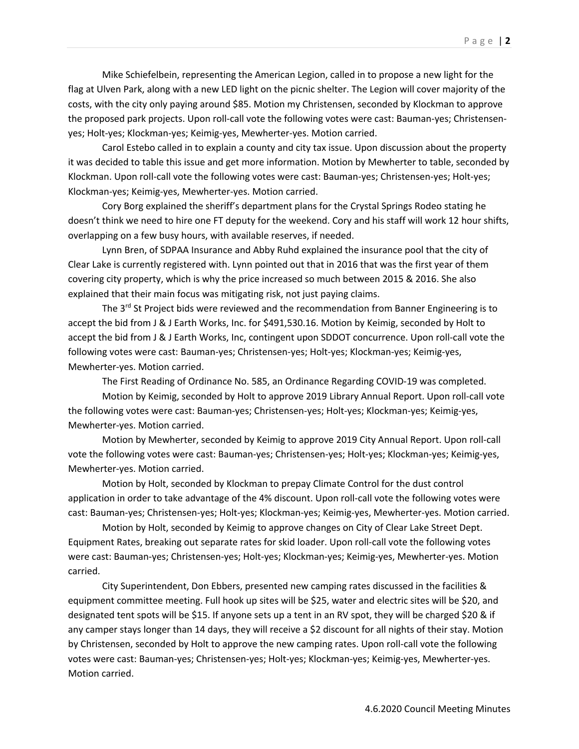Mike Schiefelbein, representing the American Legion, called in to propose a new light for the flag at Ulven Park, along with a new LED light on the picnic shelter. The Legion will cover majority of the costs, with the city only paying around $85. Motion my Christensen, seconded by Klockman to approve the proposed park projects. Upon roll-call vote the following votes were cast: Bauman-yes; Christensen-yes; Holt-yes; Klockman-yes; Keimig-yes, Mewherter-yes. Motion carried.

Carol Estebo called in to explain a county and city tax issue. Upon discussion about the property it was decided to table this issue and get more information. Motion by Mewherter to table, seconded by Klockman. Upon roll-call vote the following votes were cast: Bauman-yes; Christensen-yes; Holt-yes; Klockman-yes; Keimig-yes, Mewherter-yes. Motion carried.

Cory Borg explained the sheriff's department plans for the Crystal Springs Rodeo stating he doesn't think we need to hire one FT deputy for the weekend. Cory and his staff will work 12 hour shifts, overlapping on a few busy hours, with available reserves, if needed.

Lynn Bren, of SDPAA Insurance and Abby Ruhd explained the insurance pool that the city of Clear Lake is currently registered with. Lynn pointed out that in 2016 that was the first year of them covering city property, which is why the price increased so much between 2015 & 2016. She also explained that their main focus was mitigating risk, not just paying claims.

The 3rd St Project bids were reviewed and the recommendation from Banner Engineering is to accept the bid from J & J Earth Works, Inc. for $491,530.16. Motion by Keimig, seconded by Holt to accept the bid from J & J Earth Works, Inc, contingent upon SDDOT concurrence. Upon roll-call vote the following votes were cast: Bauman-yes; Christensen-yes; Holt-yes; Klockman-yes; Keimig-yes, Mewherter-yes. Motion carried.

The First Reading of Ordinance No. 585, an Ordinance Regarding COVID-19 was completed.

Motion by Keimig, seconded by Holt to approve 2019 Library Annual Report. Upon roll-call vote the following votes were cast: Bauman-yes; Christensen-yes; Holt-yes; Klockman-yes; Keimig-yes, Mewherter-yes. Motion carried.

Motion by Mewherter, seconded by Keimig to approve 2019 City Annual Report. Upon roll-call vote the following votes were cast: Bauman-yes; Christensen-yes; Holt-yes; Klockman-yes; Keimig-yes, Mewherter-yes. Motion carried.

Motion by Holt, seconded by Klockman to prepay Climate Control for the dust control application in order to take advantage of the 4% discount. Upon roll-call vote the following votes were cast: Bauman-yes; Christensen-yes; Holt-yes; Klockman-yes; Keimig-yes, Mewherter-yes. Motion carried.

Motion by Holt, seconded by Keimig to approve changes on City of Clear Lake Street Dept. Equipment Rates, breaking out separate rates for skid loader. Upon roll-call vote the following votes were cast: Bauman-yes; Christensen-yes; Holt-yes; Klockman-yes; Keimig-yes, Mewherter-yes. Motion carried.

City Superintendent, Don Ebbers, presented new camping rates discussed in the facilities & equipment committee meeting. Full hook up sites will be $25, water and electric sites will be $20, and designated tent spots will be $15. If anyone sets up a tent in an RV spot, they will be charged $20 & if any camper stays longer than 14 days, they will receive a $2 discount for all nights of their stay. Motion by Christensen, seconded by Holt to approve the new camping rates. Upon roll-call vote the following votes were cast: Bauman-yes; Christensen-yes; Holt-yes; Klockman-yes; Keimig-yes, Mewherter-yes. Motion carried.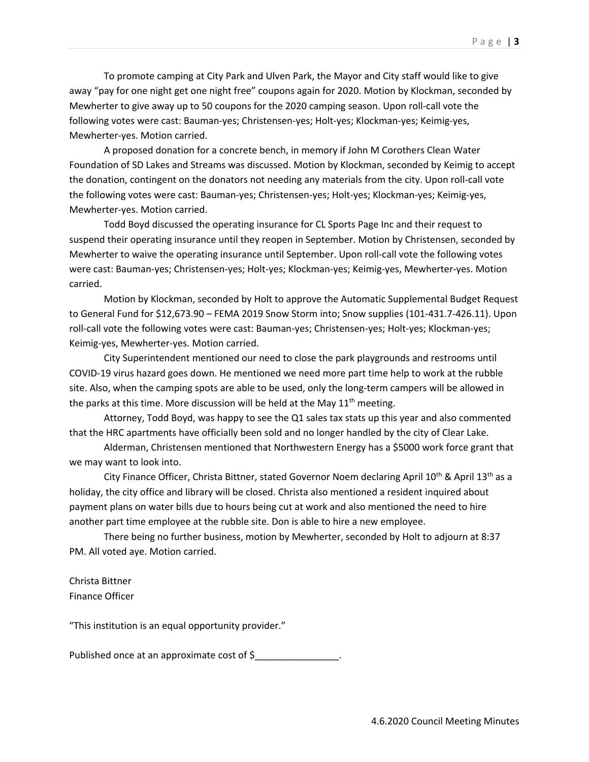To promote camping at City Park and Ulven Park, the Mayor and City staff would like to give away "pay for one night get one night free" coupons again for 2020. Motion by Klockman, seconded by Mewherter to give away up to 50 coupons for the 2020 camping season. Upon roll-call vote the following votes were cast: Bauman-yes; Christensen-yes; Holt-yes; Klockman-yes; Keimig-yes, Mewherter-yes. Motion carried.

A proposed donation for a concrete bench, in memory if John M Corothers Clean Water Foundation of SD Lakes and Streams was discussed. Motion by Klockman, seconded by Keimig to accept the donation, contingent on the donators not needing any materials from the city. Upon roll-call vote the following votes were cast: Bauman-yes; Christensen-yes; Holt-yes; Klockman-yes; Keimig-yes, Mewherter-yes. Motion carried.

Todd Boyd discussed the operating insurance for CL Sports Page Inc and their request to suspend their operating insurance until they reopen in September. Motion by Christensen, seconded by Mewherter to waive the operating insurance until September. Upon roll-call vote the following votes were cast: Bauman-yes; Christensen-yes; Holt-yes; Klockman-yes; Keimig-yes, Mewherter-yes. Motion carried.

Motion by Klockman, seconded by Holt to approve the Automatic Supplemental Budget Request to General Fund for $12,673.90 – FEMA 2019 Snow Storm into; Snow supplies (101-431.7-426.11). Upon roll-call vote the following votes were cast: Bauman-yes; Christensen-yes; Holt-yes; Klockman-yes; Keimig-yes, Mewherter-yes. Motion carried.

City Superintendent mentioned our need to close the park playgrounds and restrooms until COVID-19 virus hazard goes down. He mentioned we need more part time help to work at the rubble site. Also, when the camping spots are able to be used, only the long-term campers will be allowed in the parks at this time. More discussion will be held at the May 11th meeting.

Attorney, Todd Boyd, was happy to see the Q1 sales tax stats up this year and also commented that the HRC apartments have officially been sold and no longer handled by the city of Clear Lake.

Alderman, Christensen mentioned that Northwestern Energy has a $5000 work force grant that we may want to look into.

City Finance Officer, Christa Bittner, stated Governor Noem declaring April 10th & April 13th as a holiday, the city office and library will be closed. Christa also mentioned a resident inquired about payment plans on water bills due to hours being cut at work and also mentioned the need to hire another part time employee at the rubble site. Don is able to hire a new employee.

There being no further business, motion by Mewherter, seconded by Holt to adjourn at 8:37 PM. All voted aye. Motion carried.

Christa Bittner
Finance Officer

"This institution is an equal opportunity provider."

Published once at an approximate cost of $________________.

4.6.2020 Council Meeting Minutes